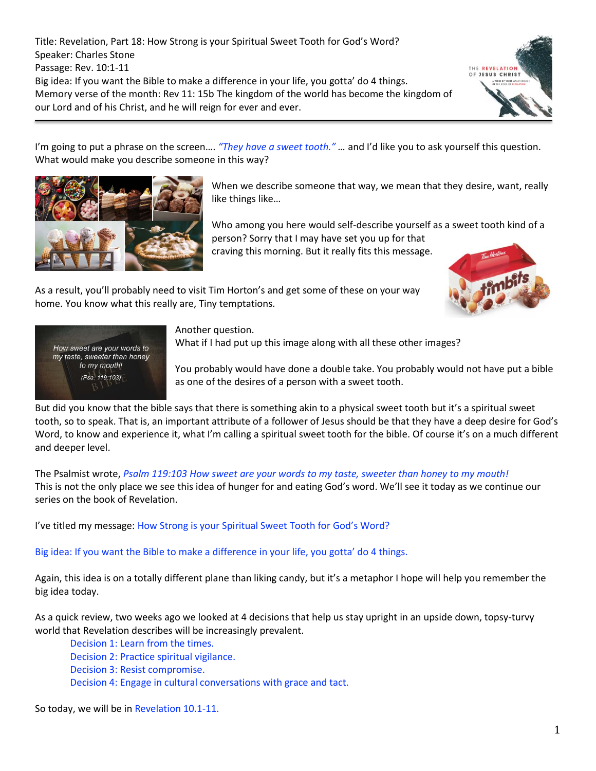Title: Revelation, Part 18: How Strong is your Spiritual Sweet Tooth for God's Word?
Speaker: Charles Stone
Passage: Rev. 10:1-11
Big idea: If you want the Bible to make a difference in your life, you gotta' do 4 things.
Memory verse of the month: Rev 11: 15b The kingdom of the world has become the kingdom of our Lord and of his Christ, and he will reign for ever and ever.

---

I'm going to put a phrase on the screen…. *"They have a sweet tooth."* … and I'd like you to ask yourself this question. What would make you describe someone in this way?

When we describe someone that way, we mean that they desire, want, really like things like…

Who among you here would self-describe yourself as a sweet tooth kind of a person? Sorry that I may have set you up for that craving this morning. But it really fits this message.

As a result, you'll probably need to visit Tim Horton's and get some of these on your way home. You know what this really are, Tiny temptations.

Another question.
What if I had put up this image along with all these other images?

You probably would have done a double take. You probably would not have put a bible as one of the desires of a person with a sweet tooth.

But did you know that the bible says that there is something akin to a physical sweet tooth but it's a spiritual sweet tooth, so to speak. That is, an important attribute of a follower of Jesus should be that they have a deep desire for God's Word, to know and experience it, what I'm calling a spiritual sweet tooth for the bible. Of course it's on a much different and deeper level.

The Psalmist wrote, *Psalm 119:103 How sweet are your words to my taste, sweeter than honey to my mouth!*
This is not the only place we see this idea of hunger for and eating God's word. We'll see it today as we continue our series on the book of Revelation.

I've titled my message: How Strong is your Spiritual Sweet Tooth for God's Word?

Big idea: If you want the Bible to make a difference in your life, you gotta' do 4 things.

Again, this idea is on a totally different plane than liking candy, but it's a metaphor I hope will help you remember the big idea today.

As a quick review, two weeks ago we looked at 4 decisions that help us stay upright in an upside down, topsy-turvy world that Revelation describes will be increasingly prevalent.

- Decision 1: Learn from the times.
- Decision 2: Practice spiritual vigilance.
- Decision 3: Resist compromise.
- Decision 4: Engage in cultural conversations with grace and tact.

So today, we will be in Revelation 10.1-11.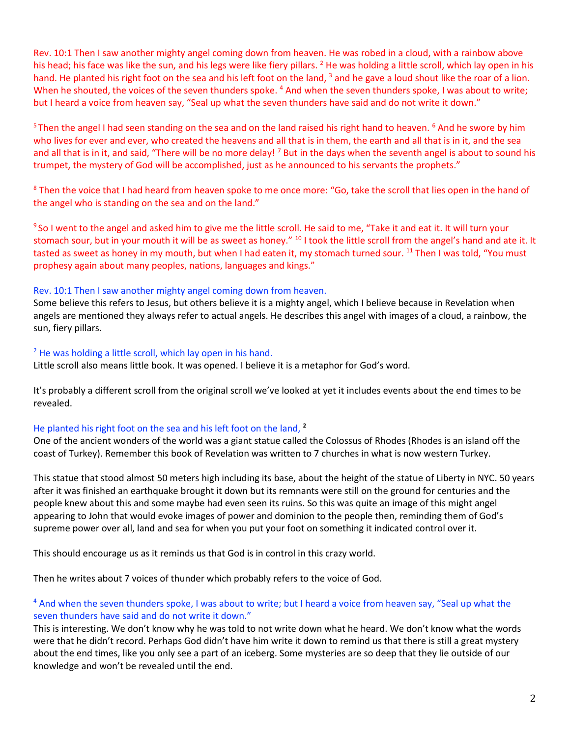Rev. 10:1 Then I saw another mighty angel coming down from heaven. He was robed in a cloud, with a rainbow above his head; his face was like the sun, and his legs were like fiery pillars. [2] He was holding a little scroll, which lay open in his hand. He planted his right foot on the sea and his left foot on the land, [3] and he gave a loud shout like the roar of a lion. When he shouted, the voices of the seven thunders spoke. [4] And when the seven thunders spoke, I was about to write; but I heard a voice from heaven say, "Seal up what the seven thunders have said and do not write it down."

[5] Then the angel I had seen standing on the sea and on the land raised his right hand to heaven. [6] And he swore by him who lives for ever and ever, who created the heavens and all that is in them, the earth and all that is in it, and the sea and all that is in it, and said, "There will be no more delay! [7] But in the days when the seventh angel is about to sound his trumpet, the mystery of God will be accomplished, just as he announced to his servants the prophets."

[8] Then the voice that I had heard from heaven spoke to me once more: "Go, take the scroll that lies open in the hand of the angel who is standing on the sea and on the land."

[9] So I went to the angel and asked him to give me the little scroll. He said to me, "Take it and eat it. It will turn your stomach sour, but in your mouth it will be as sweet as honey." [10] I took the little scroll from the angel's hand and ate it. It tasted as sweet as honey in my mouth, but when I had eaten it, my stomach turned sour. [11] Then I was told, "You must prophesy again about many peoples, nations, languages and kings."

Rev. 10:1 Then I saw another mighty angel coming down from heaven.

Some believe this refers to Jesus, but others believe it is a mighty angel, which I believe because in Revelation when angels are mentioned they always refer to actual angels. He describes this angel with images of a cloud, a rainbow, the sun, fiery pillars.

[2] He was holding a little scroll, which lay open in his hand.

Little scroll also means little book. It was opened. I believe it is a metaphor for God's word.

It's probably a different scroll from the original scroll we've looked at yet it includes events about the end times to be revealed.

He planted his right foot on the sea and his left foot on the land, [2]

One of the ancient wonders of the world was a giant statue called the Colossus of Rhodes (Rhodes is an island off the coast of Turkey). Remember this book of Revelation was written to 7 churches in what is now western Turkey.

This statue that stood almost 50 meters high including its base, about the height of the statue of Liberty in NYC. 50 years after it was finished an earthquake brought it down but its remnants were still on the ground for centuries and the people knew about this and some maybe had even seen its ruins. So this was quite an image of this might angel appearing to John that would evoke images of power and dominion to the people then, reminding them of God's supreme power over all, land and sea for when you put your foot on something it indicated control over it.

This should encourage us as it reminds us that God is in control in this crazy world.

Then he writes about 7 voices of thunder which probably refers to the voice of God.

[4] And when the seven thunders spoke, I was about to write; but I heard a voice from heaven say, "Seal up what the seven thunders have said and do not write it down."

This is interesting. We don't know why he was told to not write down what he heard. We don't know what the words were that he didn't record. Perhaps God didn't have him write it down to remind us that there is still a great mystery about the end times, like you only see a part of an iceberg. Some mysteries are so deep that they lie outside of our knowledge and won't be revealed until the end.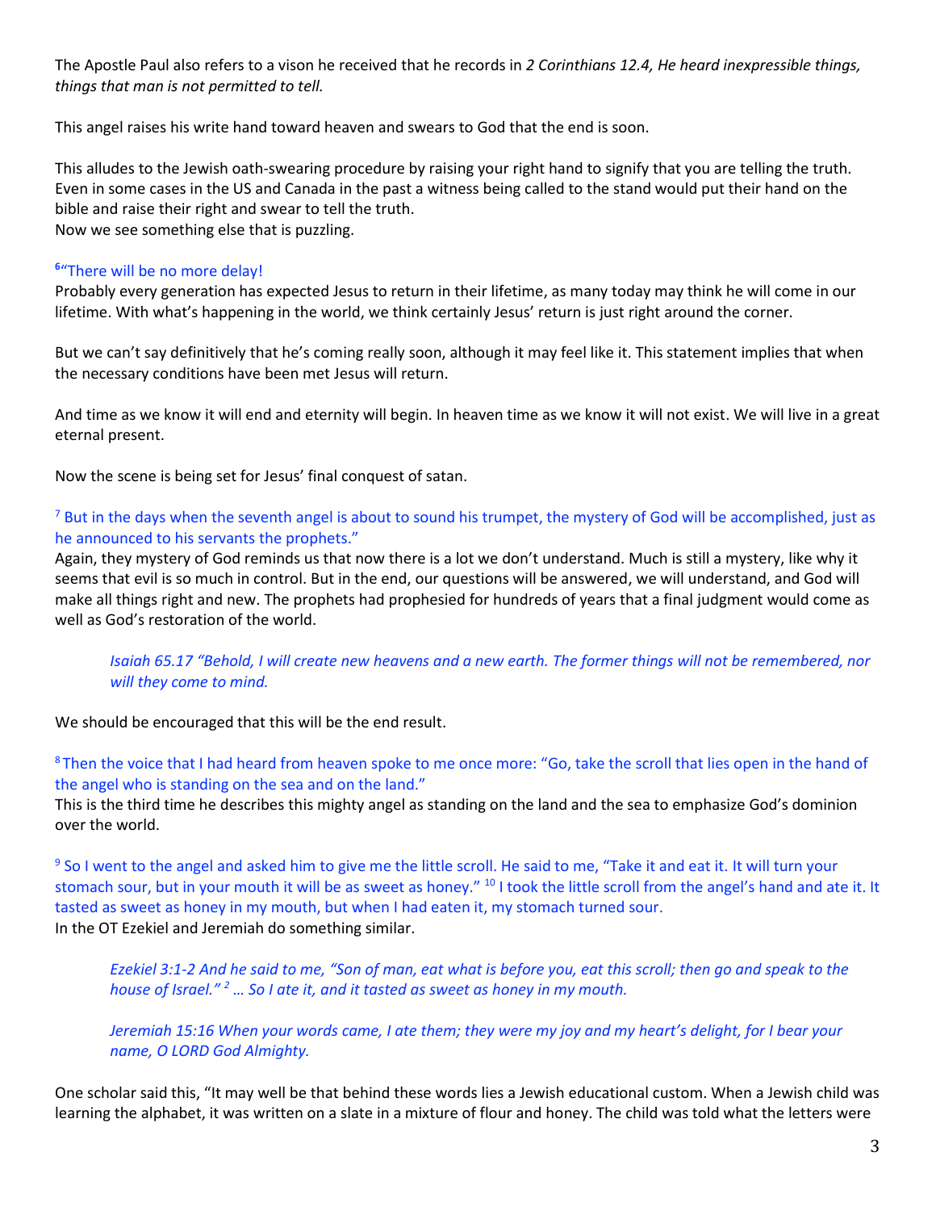The Apostle Paul also refers to a vison he received that he records in *2 Corinthians 12.4, He heard inexpressible things, things that man is not permitted to tell.*

This angel raises his write hand toward heaven and swears to God that the end is soon.

This alludes to the Jewish oath-swearing procedure by raising your right hand to signify that you are telling the truth. Even in some cases in the US and Canada in the past a witness being called to the stand would put their hand on the bible and raise their right and swear to tell the truth.
Now we see something else that is puzzling.

[6]"There will be no more delay!
Probably every generation has expected Jesus to return in their lifetime, as many today may think he will come in our lifetime. With what's happening in the world, we think certainly Jesus' return is just right around the corner.

But we can't say definitively that he's coming really soon, although it may feel like it. This statement implies that when the necessary conditions have been met Jesus will return.

And time as we know it will end and eternity will begin. In heaven time as we know it will not exist. We will live in a great eternal present.

Now the scene is being set for Jesus' final conquest of satan.

[7] But in the days when the seventh angel is about to sound his trumpet, the mystery of God will be accomplished, just as he announced to his servants the prophets."
Again, they mystery of God reminds us that now there is a lot we don't understand. Much is still a mystery, like why it seems that evil is so much in control. But in the end, our questions will be answered, we will understand, and God will make all things right and new. The prophets had prophesied for hundreds of years that a final judgment would come as well as God's restoration of the world.

> *Isaiah 65.17 "Behold, I will create new heavens and a new earth. The former things will not be remembered, nor will they come to mind.*

We should be encouraged that this will be the end result.

[8] Then the voice that I had heard from heaven spoke to me once more: "Go, take the scroll that lies open in the hand of the angel who is standing on the sea and on the land."
This is the third time he describes this mighty angel as standing on the land and the sea to emphasize God's dominion over the world.

[9] So I went to the angel and asked him to give me the little scroll. He said to me, "Take it and eat it. It will turn your stomach sour, but in your mouth it will be as sweet as honey." [10] I took the little scroll from the angel's hand and ate it. It tasted as sweet as honey in my mouth, but when I had eaten it, my stomach turned sour.
In the OT Ezekiel and Jeremiah do something similar.

> *Ezekiel 3:1-2 And he said to me, "Son of man, eat what is before you, eat this scroll; then go and speak to the house of Israel." [2] … So I ate it, and it tasted as sweet as honey in my mouth.*

> *Jeremiah 15:16 When your words came, I ate them; they were my joy and my heart's delight, for I bear your name, O LORD God Almighty.*

One scholar said this, "It may well be that behind these words lies a Jewish educational custom. When a Jewish child was learning the alphabet, it was written on a slate in a mixture of flour and honey. The child was told what the letters were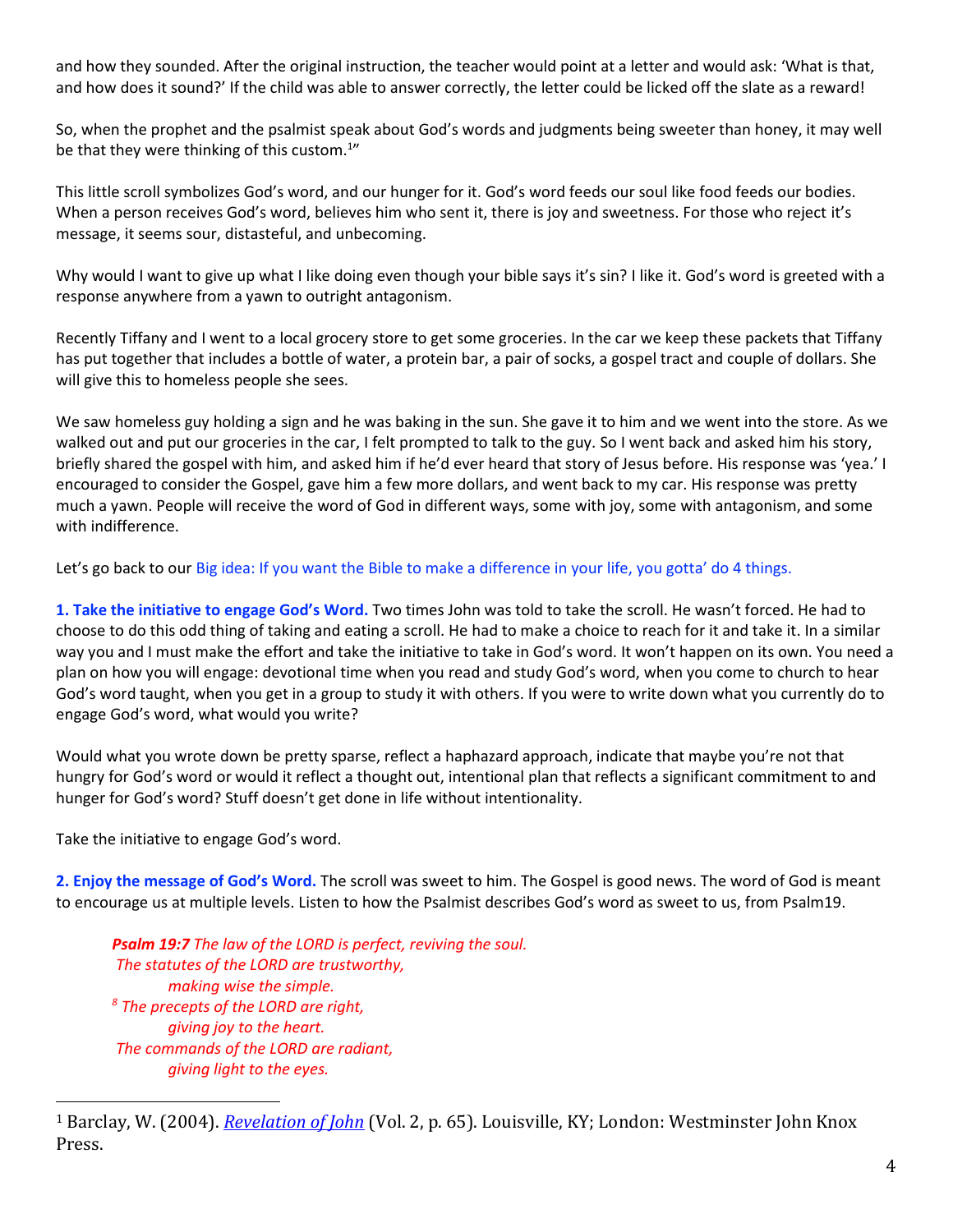and how they sounded. After the original instruction, the teacher would point at a letter and would ask: 'What is that, and how does it sound?' If the child was able to answer correctly, the letter could be licked off the slate as a reward!

So, when the prophet and the psalmist speak about God's words and judgments being sweeter than honey, it may well be that they were thinking of this custom.[1]"

This little scroll symbolizes God's word, and our hunger for it. God's word feeds our soul like food feeds our bodies. When a person receives God's word, believes him who sent it, there is joy and sweetness. For those who reject it's message, it seems sour, distasteful, and unbecoming.

Why would I want to give up what I like doing even though your bible says it's sin? I like it. God's word is greeted with a response anywhere from a yawn to outright antagonism.

Recently Tiffany and I went to a local grocery store to get some groceries. In the car we keep these packets that Tiffany has put together that includes a bottle of water, a protein bar, a pair of socks, a gospel tract and couple of dollars. She will give this to homeless people she sees.

We saw homeless guy holding a sign and he was baking in the sun. She gave it to him and we went into the store. As we walked out and put our groceries in the car, I felt prompted to talk to the guy. So I went back and asked him his story, briefly shared the gospel with him, and asked him if he'd ever heard that story of Jesus before. His response was 'yea.' I encouraged to consider the Gospel, gave him a few more dollars, and went back to my car. His response was pretty much a yawn. People will receive the word of God in different ways, some with joy, some with antagonism, and some with indifference.

Let's go back to our Big idea: If you want the Bible to make a difference in your life, you gotta' do 4 things.

**1. Take the initiative to engage God's Word.** Two times John was told to take the scroll. He wasn't forced. He had to choose to do this odd thing of taking and eating a scroll. He had to make a choice to reach for it and take it. In a similar way you and I must make the effort and take the initiative to take in God's word. It won't happen on its own. You need a plan on how you will engage: devotional time when you read and study God's word, when you come to church to hear God's word taught, when you get in a group to study it with others. If you were to write down what you currently do to engage God's word, what would you write?

Would what you wrote down be pretty sparse, reflect a haphazard approach, indicate that maybe you're not that hungry for God's word or would it reflect a thought out, intentional plan that reflects a significant commitment to and hunger for God's word? Stuff doesn't get done in life without intentionality.

Take the initiative to engage God's word.

**2. Enjoy the message of God's Word.** The scroll was sweet to him. The Gospel is good news. The word of God is meant to encourage us at multiple levels. Listen to how the Psalmist describes God's word as sweet to us, from Psalm19.

> ***Psalm 19:7*** *The law of the LORD is perfect, reviving the soul.*
> *The statutes of the LORD are trustworthy,*
> *making wise the simple.*
> *[8] The precepts of the LORD are right,*
> *giving joy to the heart.*
> *The commands of the LORD are radiant,*
> *giving light to the eyes.*

---

[1] Barclay, W. (2004). *Revelation of John* (Vol. 2, p. 65). Louisville, KY; London: Westminster John Knox Press.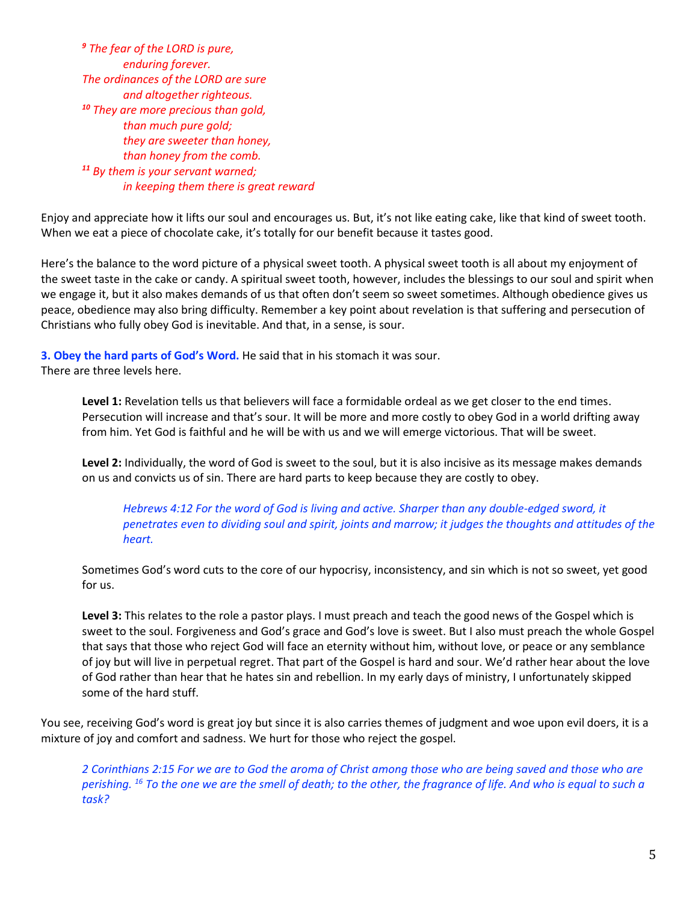> *[9] The fear of the LORD is pure,*
> *enduring forever.*
> *The ordinances of the LORD are sure*
> *and altogether righteous.*
> *[10] They are more precious than gold,*
> *than much pure gold;*
> *they are sweeter than honey,*
> *than honey from the comb.*
> *[11] By them is your servant warned;*
> *in keeping them there is great reward*

Enjoy and appreciate how it lifts our soul and encourages us. But, it's not like eating cake, like that kind of sweet tooth. When we eat a piece of chocolate cake, it's totally for our benefit because it tastes good.

Here's the balance to the word picture of a physical sweet tooth. A physical sweet tooth is all about my enjoyment of the sweet taste in the cake or candy. A spiritual sweet tooth, however, includes the blessings to our soul and spirit when we engage it, but it also makes demands of us that often don't seem so sweet sometimes. Although obedience gives us peace, obedience may also bring difficulty. Remember a key point about revelation is that suffering and persecution of Christians who fully obey God is inevitable. And that, in a sense, is sour.

**3. Obey the hard parts of God's Word.** He said that in his stomach it was sour.
There are three levels here.

> **Level 1:** Revelation tells us that believers will face a formidable ordeal as we get closer to the end times. Persecution will increase and that's sour. It will be more and more costly to obey God in a world drifting away from him. Yet God is faithful and he will be with us and we will emerge victorious. That will be sweet.
>
> **Level 2:** Individually, the word of God is sweet to the soul, but it is also incisive as its message makes demands on us and convicts us of sin. There are hard parts to keep because they are costly to obey.
>
> > *Hebrews 4:12 For the word of God is living and active. Sharper than any double-edged sword, it penetrates even to dividing soul and spirit, joints and marrow; it judges the thoughts and attitudes of the heart.*
>
> Sometimes God's word cuts to the core of our hypocrisy, inconsistency, and sin which is not so sweet, yet good for us.
>
> **Level 3:** This relates to the role a pastor plays. I must preach and teach the good news of the Gospel which is sweet to the soul. Forgiveness and God's grace and God's love is sweet. But I also must preach the whole Gospel that says that those who reject God will face an eternity without him, without love, or peace or any semblance of joy but will live in perpetual regret. That part of the Gospel is hard and sour. We'd rather hear about the love of God rather than hear that he hates sin and rebellion. In my early days of ministry, I unfortunately skipped some of the hard stuff.

You see, receiving God's word is great joy but since it is also carries themes of judgment and woe upon evil doers, it is a mixture of joy and comfort and sadness. We hurt for those who reject the gospel.

> *2 Corinthians 2:15 For we are to God the aroma of Christ among those who are being saved and those who are perishing. [16] To the one we are the smell of death; to the other, the fragrance of life. And who is equal to such a task?*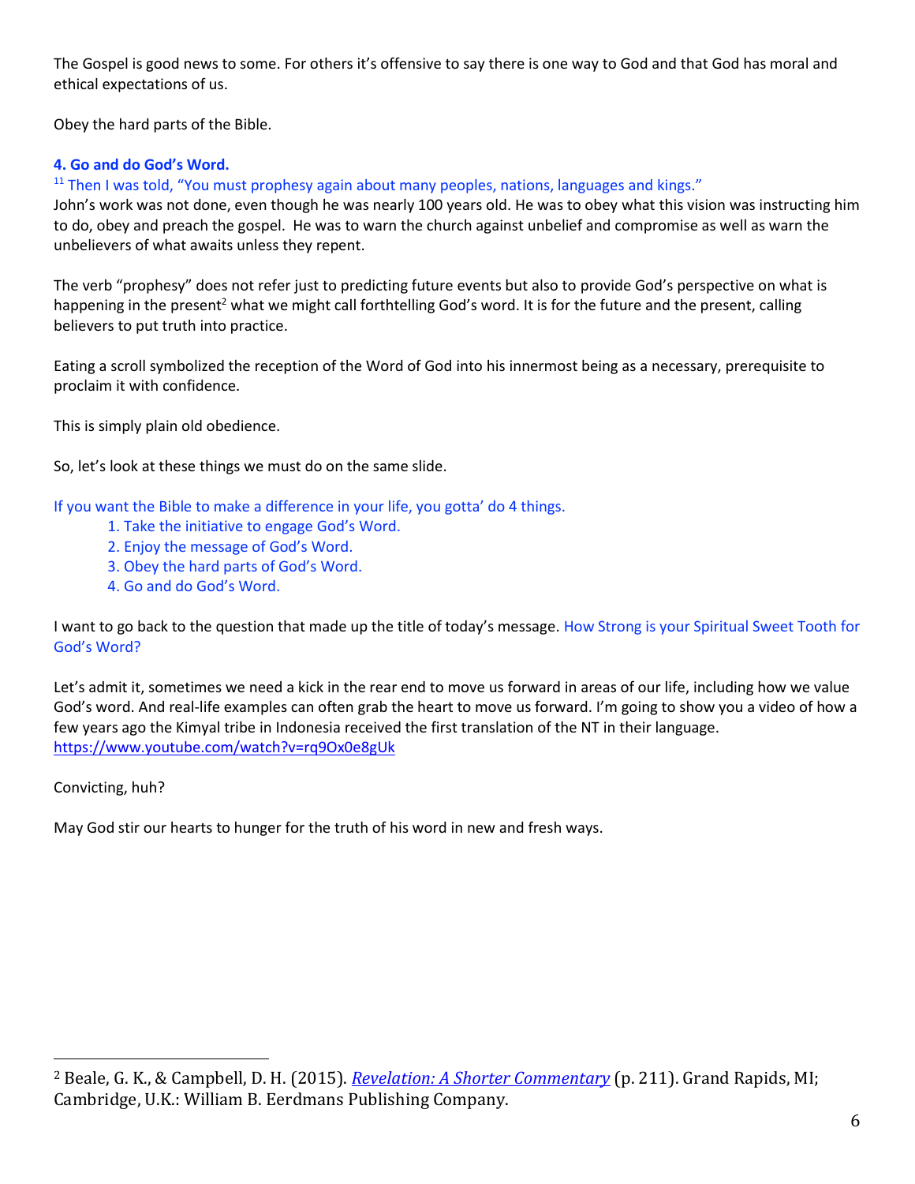The Gospel is good news to some. For others it's offensive to say there is one way to God and that God has moral and ethical expectations of us.

Obey the hard parts of the Bible.

### 4. Go and do God's Word.

[11] Then I was told, "You must prophesy again about many peoples, nations, languages and kings."
John's work was not done, even though he was nearly 100 years old. He was to obey what this vision was instructing him to do, obey and preach the gospel. He was to warn the church against unbelief and compromise as well as warn the unbelievers of what awaits unless they repent.

The verb "prophesy" does not refer just to predicting future events but also to provide God's perspective on what is happening in the present[2] what we might call forthtelling God's word. It is for the future and the present, calling believers to put truth into practice.

Eating a scroll symbolized the reception of the Word of God into his innermost being as a necessary, prerequisite to proclaim it with confidence.

This is simply plain old obedience.

So, let's look at these things we must do on the same slide.

If you want the Bible to make a difference in your life, you gotta' do 4 things.

1. Take the initiative to engage God's Word.
2. Enjoy the message of God's Word.
3. Obey the hard parts of God's Word.
4. Go and do God's Word.

I want to go back to the question that made up the title of today's message. How Strong is your Spiritual Sweet Tooth for God's Word?

Let's admit it, sometimes we need a kick in the rear end to move us forward in areas of our life, including how we value God's word. And real-life examples can often grab the heart to move us forward. I'm going to show you a video of how a few years ago the Kimyal tribe in Indonesia received the first translation of the NT in their language.
https://www.youtube.com/watch?v=rq9Ox0e8gUk

Convicting, huh?

May God stir our hearts to hunger for the truth of his word in new and fresh ways.

---

[2] Beale, G. K., & Campbell, D. H. (2015). *Revelation: A Shorter Commentary* (p. 211). Grand Rapids, MI; Cambridge, U.K.: William B. Eerdmans Publishing Company.